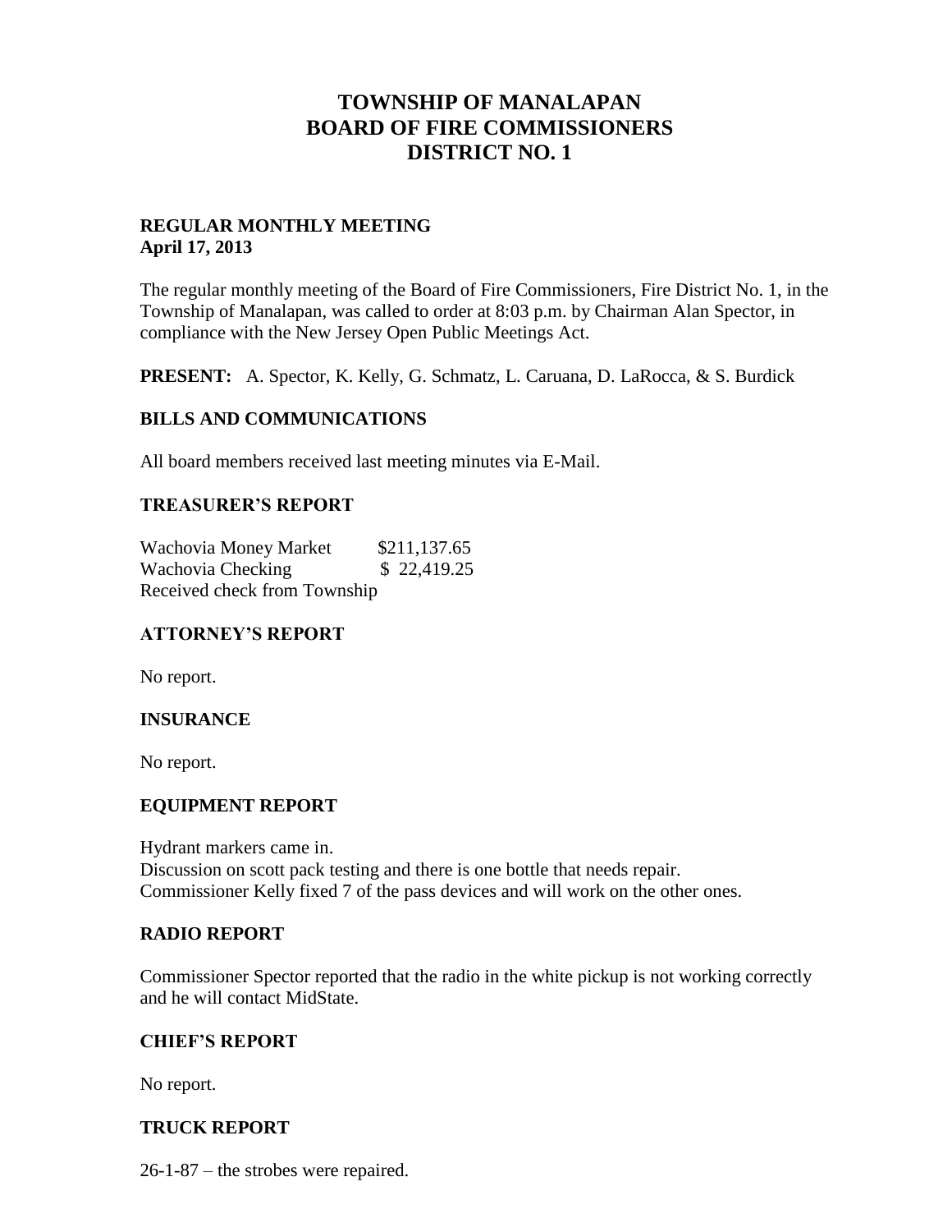# TOWNSHIP OF MANALAPAN
# BOARD OF FIRE COMMISSIONERS
# DISTRICT NO. 1

**REGULAR MONTHLY MEETING**
**April 17, 2013**

The regular monthly meeting of the Board of Fire Commissioners, Fire District No. 1, in the Township of Manalapan, was called to order at 8:03 p.m. by Chairman Alan Spector, in compliance with the New Jersey Open Public Meetings Act.

**PRESENT:** A. Spector, K. Kelly, G. Schmatz, L. Caruana, D. LaRocca, & S. Burdick

## BILLS AND COMMUNICATIONS

All board members received last meeting minutes via E-Mail.

## TREASURER'S REPORT

Wachovia Money Market $211,137.65
Wachovia Checking $ 22,419.25
Received check from Township

## ATTORNEY'S REPORT

No report.

## INSURANCE

No report.

## EQUIPMENT REPORT

Hydrant markers came in.
Discussion on scott pack testing and there is one bottle that needs repair.
Commissioner Kelly fixed 7 of the pass devices and will work on the other ones.

## RADIO REPORT

Commissioner Spector reported that the radio in the white pickup is not working correctly and he will contact MidState.

## CHIEF'S REPORT

No report.

## TRUCK REPORT

26-1-87 – the strobes were repaired.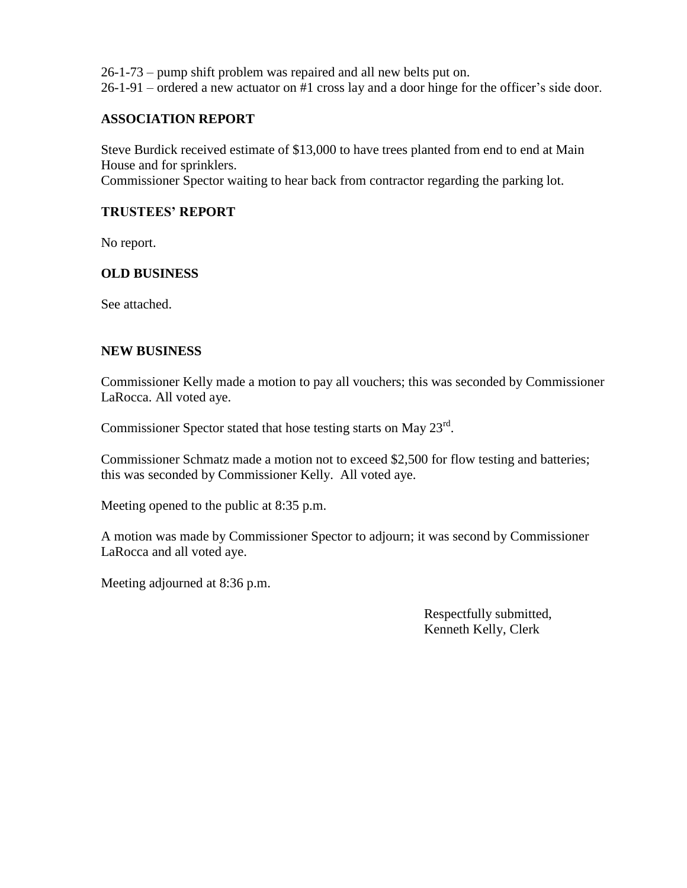26-1-73 – pump shift problem was repaired and all new belts put on.
26-1-91 – ordered a new actuator on #1 cross lay and a door hinge for the officer's side door.

## ASSOCIATION REPORT

Steve Burdick received estimate of $13,000 to have trees planted from end to end at Main House and for sprinklers.
Commissioner Spector waiting to hear back from contractor regarding the parking lot.

## TRUSTEES' REPORT

No report.

## OLD BUSINESS

See attached.

## NEW BUSINESS

Commissioner Kelly made a motion to pay all vouchers; this was seconded by Commissioner LaRocca. All voted aye.

Commissioner Spector stated that hose testing starts on May 23rd.

Commissioner Schmatz made a motion not to exceed $2,500 for flow testing and batteries; this was seconded by Commissioner Kelly. All voted aye.

Meeting opened to the public at 8:35 p.m.

A motion was made by Commissioner Spector to adjourn; it was second by Commissioner LaRocca and all voted aye.

Meeting adjourned at 8:36 p.m.

Respectfully submitted,
Kenneth Kelly, Clerk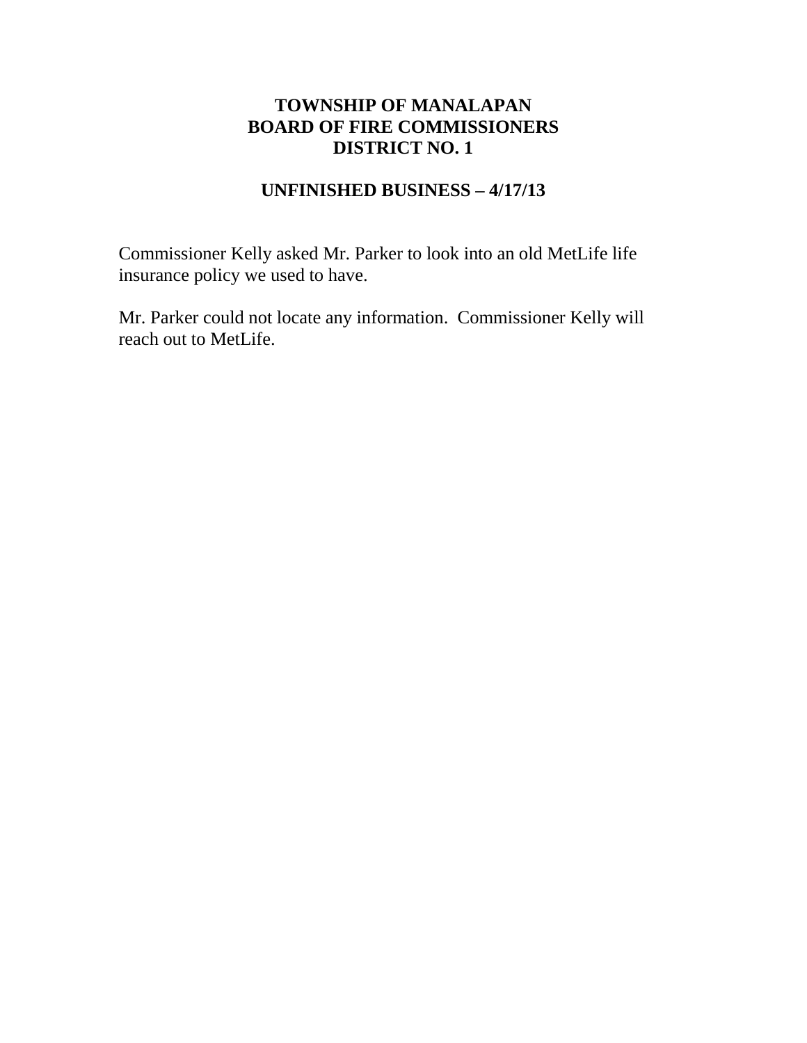**TOWNSHIP OF MANALAPAN**
**BOARD OF FIRE COMMISSIONERS**
**DISTRICT NO. 1**

**UNFINISHED BUSINESS – 4/17/13**

Commissioner Kelly asked Mr. Parker to look into an old MetLife life insurance policy we used to have.

Mr. Parker could not locate any information. Commissioner Kelly will reach out to MetLife.